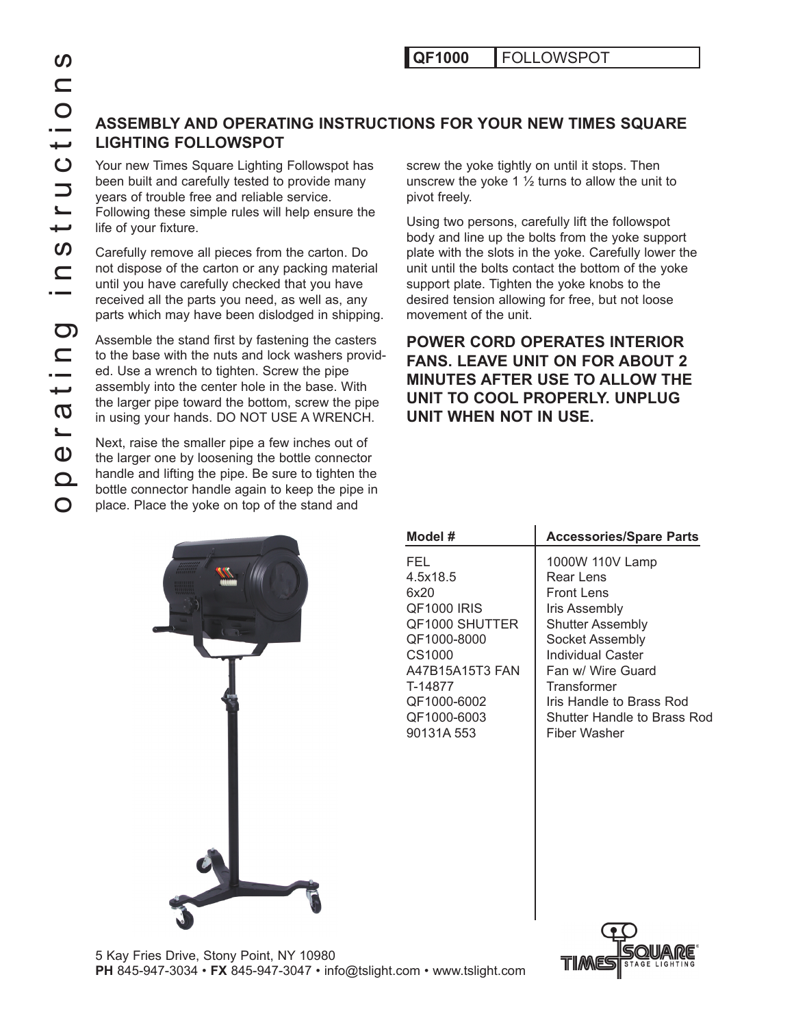QF1000 | FOLLOWSPOT

# operating instructions

## ASSEMBLY AND OPERATING INSTRUCTIONS FOR YOUR NEW TIMES SQUARE LIGHTING FOLLOWSPOT

Your new Times Square Lighting Followspot has been built and carefully tested to provide many years of trouble free and reliable service. Following these simple rules will help ensure the life of your fixture.

Carefully remove all pieces from the carton. Do not dispose of the carton or any packing material until you have carefully checked that you have received all the parts you need, as well as, any parts which may have been dislodged in shipping.

Assemble the stand first by fastening the casters to the base with the nuts and lock washers provided. Use a wrench to tighten. Screw the pipe assembly into the center hole in the base. With the larger pipe toward the bottom, screw the pipe in using your hands. DO NOT USE A WRENCH.

Next, raise the smaller pipe a few inches out of the larger one by loosening the bottle connector handle and lifting the pipe. Be sure to tighten the bottle connector handle again to keep the pipe in place. Place the yoke on top of the stand and screw the yoke tightly on until it stops. Then unscrew the yoke 1 ½ turns to allow the unit to pivot freely.

Using two persons, carefully lift the followspot body and line up the bolts from the yoke support plate with the slots in the yoke. Carefully lower the unit until the bolts contact the bottom of the yoke support plate. Tighten the yoke knobs to the desired tension allowing for free, but not loose movement of the unit.

**POWER CORD OPERATES INTERIOR FANS. LEAVE UNIT ON FOR ABOUT 2 MINUTES AFTER USE TO ALLOW THE UNIT TO COOL PROPERLY. UNPLUG UNIT WHEN NOT IN USE.**

| Model # | Accessories/Spare Parts |
|---|---|
| FEL | 1000W 110V Lamp |
| 4.5x18.5 | Rear Lens |
| 6x20 | Front Lens |
| QF1000 IRIS | Iris Assembly |
| QF1000 SHUTTER | Shutter Assembly |
| QF1000-8000 | Socket Assembly |
| CS1000 | Individual Caster |
| A47B15A15T3 FAN | Fan w/ Wire Guard |
| T-14877 | Transformer |
| QF1000-6002 | Iris Handle to Brass Rod |
| QF1000-6003 | Shutter Handle to Brass Rod |
| 90131A 553 | Fiber Washer |

5 Kay Fries Drive, Stony Point, NY 10980
**PH** 845-947-3034 • **FX** 845-947-3047 • info@tslight.com • www.tslight.com

TIMES SQUARE STAGE LIGHTING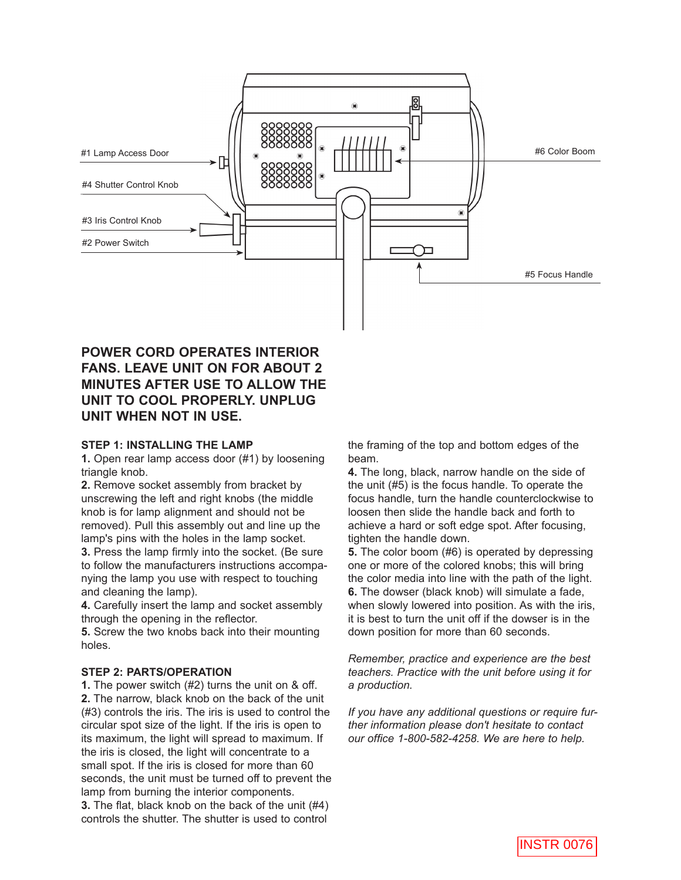#1 Lamp Access Door

#4 Shutter Control Knob

#3 Iris Control Knob

#2 Power Switch

#6 Color Boom

#5 Focus Handle

**POWER CORD OPERATES INTERIOR FANS. LEAVE UNIT ON FOR ABOUT 2 MINUTES AFTER USE TO ALLOW THE UNIT TO COOL PROPERLY. UNPLUG UNIT WHEN NOT IN USE.**

### STEP 1: INSTALLING THE LAMP

**1.** Open rear lamp access door (#1) by loosening triangle knob.
**2.** Remove socket assembly from bracket by unscrewing the left and right knobs (the middle knob is for lamp alignment and should not be removed). Pull this assembly out and line up the lamp's pins with the holes in the lamp socket.
**3.** Press the lamp firmly into the socket. (Be sure to follow the manufacturers instructions accompanying the lamp you use with respect to touching and cleaning the lamp).
**4.** Carefully insert the lamp and socket assembly through the opening in the reflector.
**5.** Screw the two knobs back into their mounting holes.

### STEP 2: PARTS/OPERATION

**1.** The power switch (#2) turns the unit on & off.
**2.** The narrow, black knob on the back of the unit (#3) controls the iris. The iris is used to control the circular spot size of the light. If the iris is open to its maximum, the light will spread to maximum. If the iris is closed, the light will concentrate to a small spot. If the iris is closed for more than 60 seconds, the unit must be turned off to prevent the lamp from burning the interior components.
**3.** The flat, black knob on the back of the unit (#4) controls the shutter. The shutter is used to control the framing of the top and bottom edges of the beam.
**4.** The long, black, narrow handle on the side of the unit (#5) is the focus handle. To operate the focus handle, turn the handle counterclockwise to loosen then slide the handle back and forth to achieve a hard or soft edge spot. After focusing, tighten the handle down.
**5.** The color boom (#6) is operated by depressing one or more of the colored knobs; this will bring the color media into line with the path of the light.
**6.** The dowser (black knob) will simulate a fade, when slowly lowered into position. As with the iris, it is best to turn the unit off if the dowser is in the down position for more than 60 seconds.

*Remember, practice and experience are the best teachers. Practice with the unit before using it for a production.*

*If you have any additional questions or require further information please don't hesitate to contact our office 1-800-582-4258. We are here to help.*

INSTR 0076